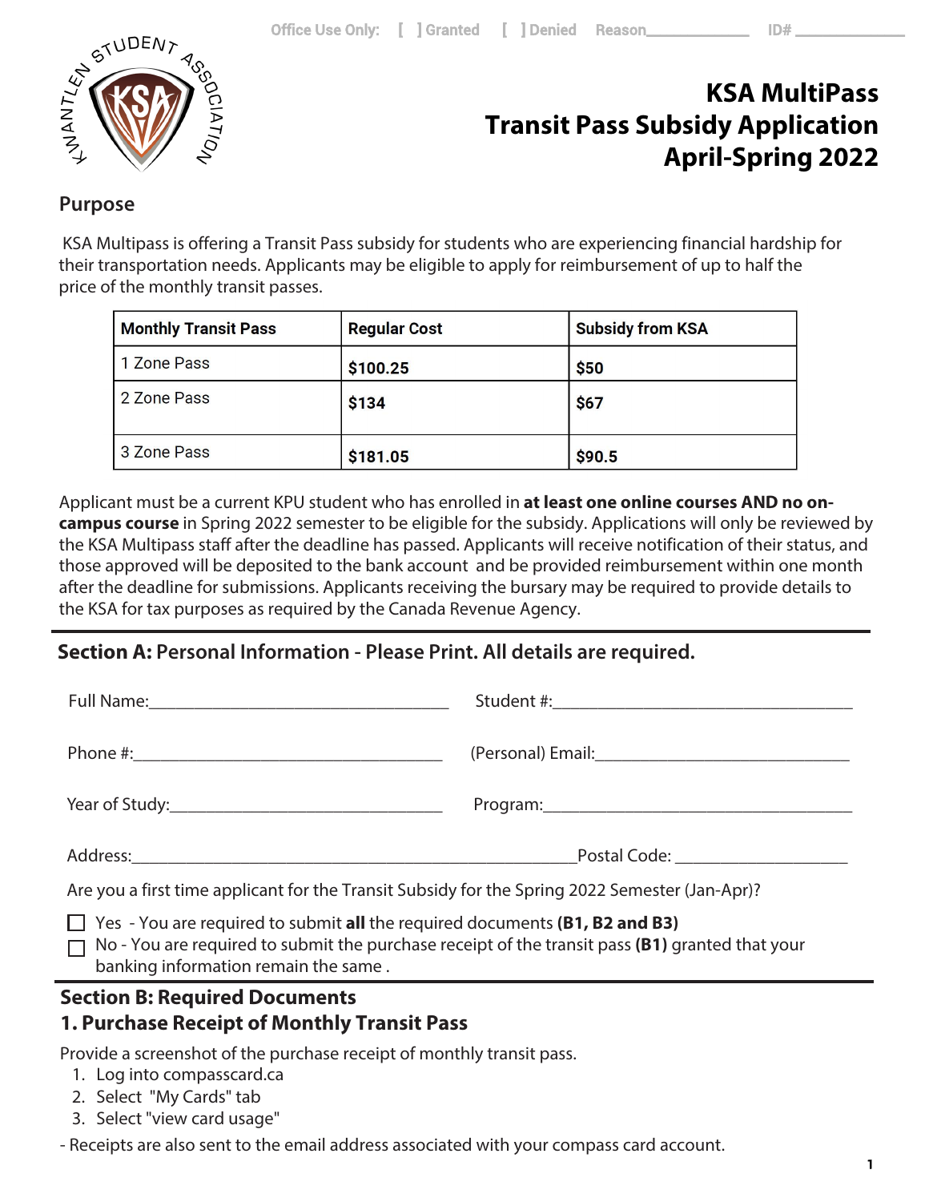Office Use Only: [ ] Granted [ ] Denied Reason____________ ID# ____________

# KSA MultiPass Transit Pass Subsidy Application April-Spring 2022

## Purpose

KSA Multipass is offering a Transit Pass subsidy for students who are experiencing financial hardship for their transportation needs. Applicants may be eligible to apply for reimbursement of up to half the price of the monthly transit passes.

| Monthly Transit Pass | Regular Cost | Subsidy from KSA |
|---|---|---|
| 1 Zone Pass | **$100.25** | **$50** |
| 2 Zone Pass | **$134** | **$67** |
| 3 Zone Pass | **$181.05** | **$90.5** |

Applicant must be a current KPU student who has enrolled in **at least one online courses AND no on-campus course** in Spring 2022 semester to be eligible for the subsidy. Applications will only be reviewed by the KSA Multipass staff after the deadline has passed. Applicants will receive notification of their status, and those approved will be deposited to the bank account and be provided reimbursement within one month after the deadline for submissions. Applicants receiving the bursary may be required to provide details to the KSA for tax purposes as required by the Canada Revenue Agency.

## Section A: Personal Information - Please Print. All details are required.

Full Name:________________________________ Student #:________________________________

Phone #:________________________________ (Personal) Email:____________________________

Year of Study:____________________________ Program:________________________________

Address:______________________________________________Postal Code: __________________

Are you a first time applicant for the Transit Subsidy for the Spring 2022 Semester (Jan-Apr)?

- ☐ Yes - You are required to submit **all** the required documents **(B1, B2 and B3)**
- ☐ No - You are required to submit the purchase receipt of the transit pass **(B1)** granted that your banking information remain the same .

## Section B: Required Documents

### 1. Purchase Receipt of Monthly Transit Pass

Provide a screenshot of the purchase receipt of monthly transit pass.

1. Log into compasscard.ca
2. Select "My Cards" tab
3. Select "view card usage"

- Receipts are also sent to the email address associated with your compass card account.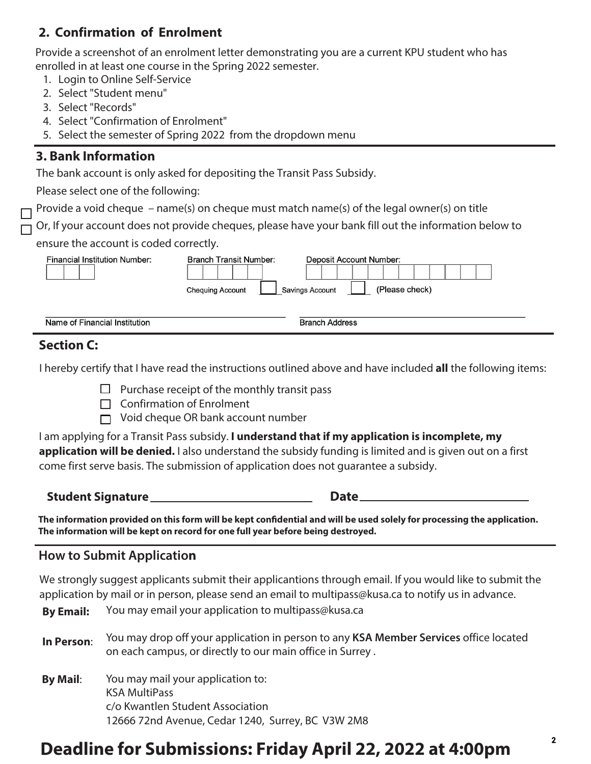## 2. Confirmation of Enrolment

Provide a screenshot of an enrolment letter demonstrating you are a current KPU student who has enrolled in at least one course in the Spring 2022 semester.

1. Login to Online Self-Service
2. Select "Student menu"
3. Select "Records"
4. Select "Confirmation of Enrolment"
5. Select the semester of Spring 2022 from the dropdown menu

## 3. Bank Information

The bank account is only asked for depositing the Transit Pass Subsidy.

Please select one of the following:

- ☐ Provide a void cheque – name(s) on cheque must match name(s) of the legal owner(s) on title
- ☐ Or, If your account does not provide cheques, please have your bank fill out the information below to ensure the account is coded correctly.

Financial Institution Number: ☐☐☐

Branch Transit Number: ☐☐☐☐☐

Deposit Account Number: ☐☐☐☐☐☐☐☐☐☐☐☐

Chequing Account ☐ Savings Account ☐ (Please check)

Name of Financial Institution ____________________

Branch Address ____________________

## Section C:

I hereby certify that I have read the instructions outlined above and have included **all** the following items:

- ☐ Purchase receipt of the monthly transit pass
- ☐ Confirmation of Enrolment
- ☐ Void cheque OR bank account number

I am applying for a Transit Pass subsidy. **I understand that if my application is incomplete, my application will be denied.** I also understand the subsidy funding is limited and is given out on a first come first serve basis. The submission of application does not guarantee a subsidy.

**Student Signature** ____________________ **Date** ____________________

**The information provided on this form will be kept confidential and will be used solely for processing the application. The information will be kept on record for one full year before being destroyed.**

## How to Submit Application

We strongly suggest applicants submit their applicantions through email. If you would like to submit the application by mail or in person, please send an email to multipass@kusa.ca to notify us in advance.

**By Email:** You may email your application to multipass@kusa.ca

**In Person:** You may drop off your application in person to any **KSA Member Services** office located on each campus, or directly to our main office in Surrey .

**By Mail:** You may mail your application to:
KSA MultiPass
c/o Kwantlen Student Association
12666 72nd Avenue, Cedar 1240, Surrey, BC V3W 2M8

# Deadline for Submissions: Friday April 22, 2022 at 4:00pm